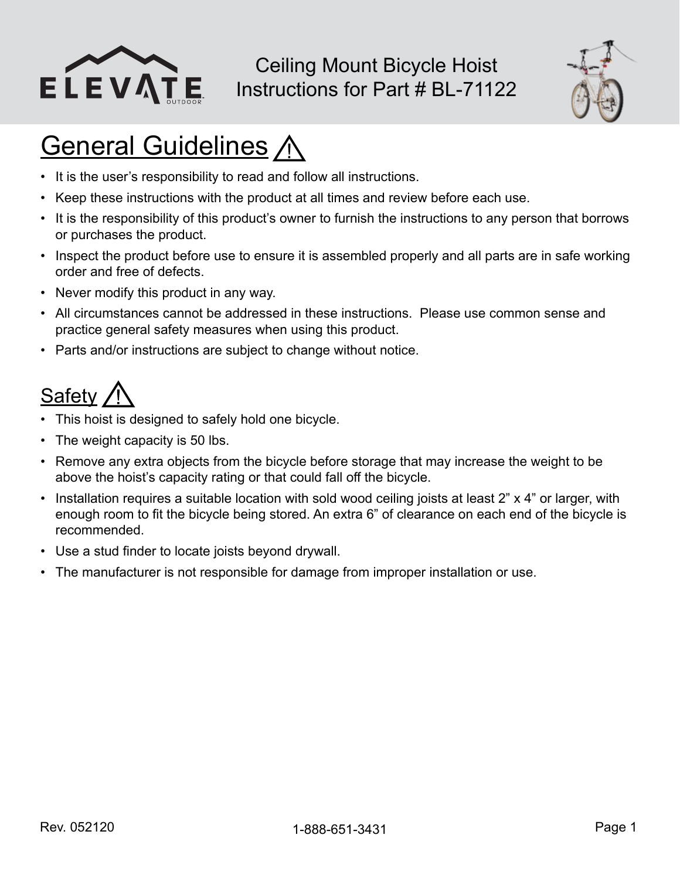# Ceiling Mount Bicycle Hoist
# Instructions for Part # BL-71122

## General Guidelines ⚠

- It is the user's responsibility to read and follow all instructions.
- Keep these instructions with the product at all times and review before each use.
- It is the responsibility of this product's owner to furnish the instructions to any person that borrows or purchases the product.
- Inspect the product before use to ensure it is assembled properly and all parts are in safe working order and free of defects.
- Never modify this product in any way.
- All circumstances cannot be addressed in these instructions. Please use common sense and practice general safety measures when using this product.
- Parts and/or instructions are subject to change without notice.

## Safety ⚠

- This hoist is designed to safely hold one bicycle.
- The weight capacity is 50 lbs.
- Remove any extra objects from the bicycle before storage that may increase the weight to be above the hoist's capacity rating or that could fall off the bicycle.
- Installation requires a suitable location with sold wood ceiling joists at least 2" x 4" or larger, with enough room to fit the bicycle being stored. An extra 6" of clearance on each end of the bicycle is recommended.
- Use a stud finder to locate joists beyond drywall.
- The manufacturer is not responsible for damage from improper installation or use.

Rev. 052120

1-888-651-3431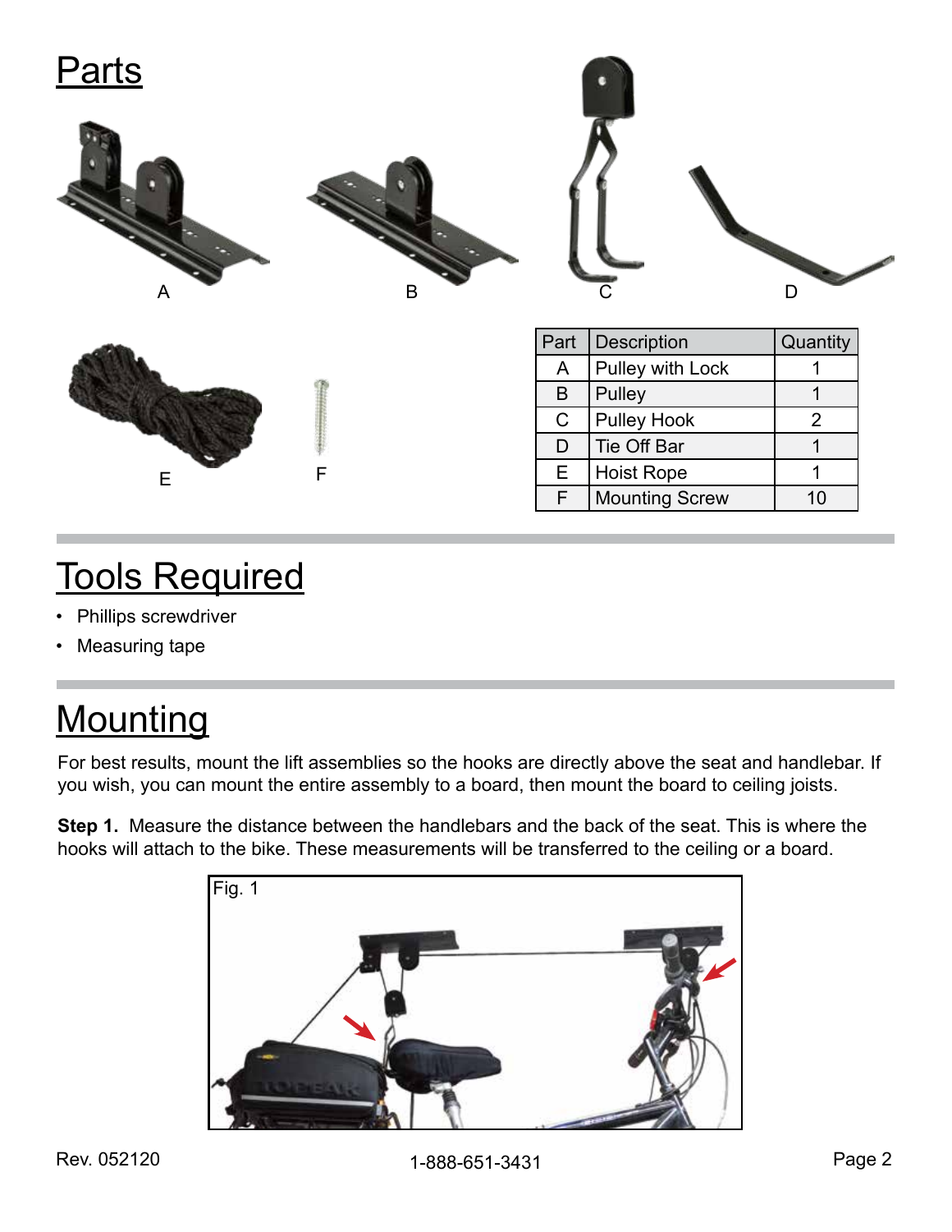# Parts

A B C D

E F

| Part | Description | Quantity |
|---|---|---|
| A | Pulley with Lock | 1 |
| B | Pulley | 1 |
| C | Pulley Hook | 2 |
| D | Tie Off Bar | 1 |
| E | Hoist Rope | 1 |
| F | Mounting Screw | 10 |

# Tools Required

- Phillips screwdriver
- Measuring tape

# Mounting

For best results, mount the lift assemblies so the hooks are directly above the seat and handlebar. If you wish, you can mount the entire assembly to a board, then mount the board to ceiling joists.

**Step 1.** Measure the distance between the handlebars and the back of the seat. This is where the hooks will attach to the bike. These measurements will be transferred to the ceiling or a board.

Fig. 1

Rev. 052120

1-888-651-3431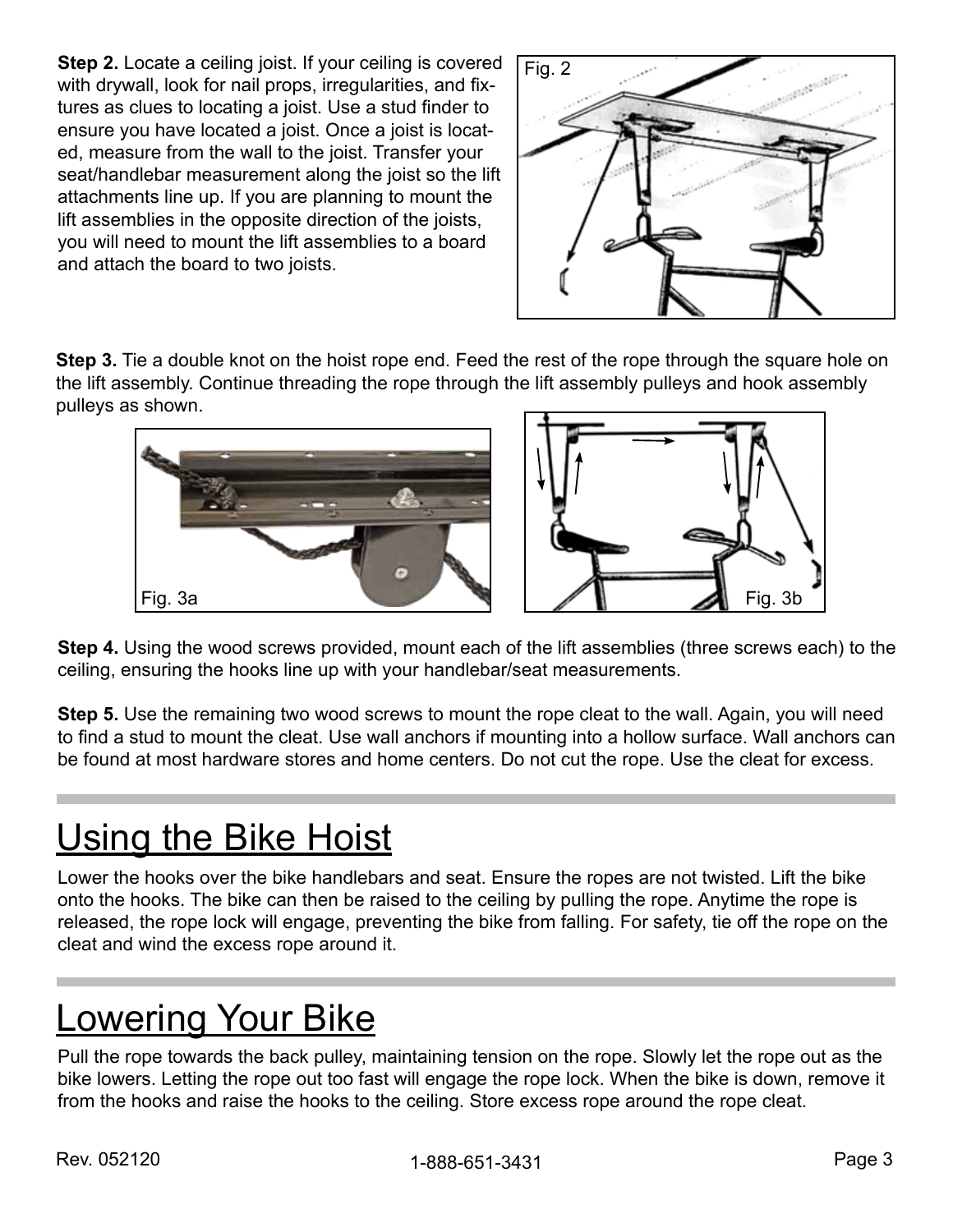**Step 2.** Locate a ceiling joist. If your ceiling is covered with drywall, look for nail props, irregularities, and fixtures as clues to locating a joist. Use a stud finder to ensure you have located a joist. Once a joist is located, measure from the wall to the joist. Transfer your seat/handlebar measurement along the joist so the lift attachments line up. If you are planning to mount the lift assemblies in the opposite direction of the joists, you will need to mount the lift assemblies to a board and attach the board to two joists.

Fig. 2

**Step 3.** Tie a double knot on the hoist rope end. Feed the rest of the rope through the square hole on the lift assembly. Continue threading the rope through the lift assembly pulleys and hook assembly pulleys as shown.

Fig. 3a

Fig. 3b

**Step 4.** Using the wood screws provided, mount each of the lift assemblies (three screws each) to the ceiling, ensuring the hooks line up with your handlebar/seat measurements.

**Step 5.** Use the remaining two wood screws to mount the rope cleat to the wall. Again, you will need to find a stud to mount the cleat. Use wall anchors if mounting into a hollow surface. Wall anchors can be found at most hardware stores and home centers. Do not cut the rope. Use the cleat for excess.

# Using the Bike Hoist

Lower the hooks over the bike handlebars and seat. Ensure the ropes are not twisted. Lift the bike onto the hooks. The bike can then be raised to the ceiling by pulling the rope. Anytime the rope is released, the rope lock will engage, preventing the bike from falling. For safety, tie off the rope on the cleat and wind the excess rope around it.

# Lowering Your Bike

Pull the rope towards the back pulley, maintaining tension on the rope. Slowly let the rope out as the bike lowers. Letting the rope out too fast will engage the rope lock. When the bike is down, remove it from the hooks and raise the hooks to the ceiling. Store excess rope around the rope cleat.

Rev. 052120 1-888-651-3431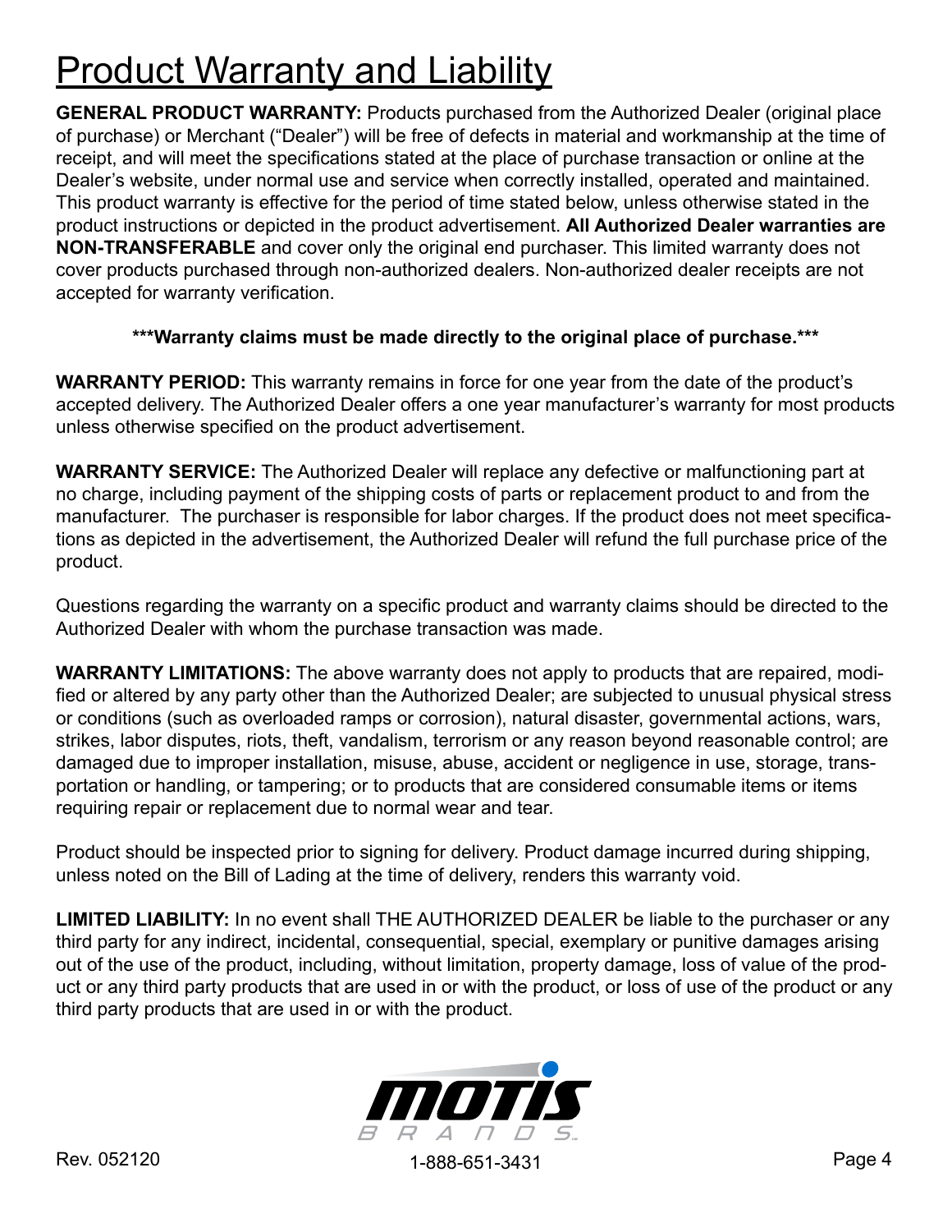# Product Warranty and Liability

**GENERAL PRODUCT WARRANTY:** Products purchased from the Authorized Dealer (original place of purchase) or Merchant ("Dealer") will be free of defects in material and workmanship at the time of receipt, and will meet the specifications stated at the place of purchase transaction or online at the Dealer's website, under normal use and service when correctly installed, operated and maintained. This product warranty is effective for the period of time stated below, unless otherwise stated in the product instructions or depicted in the product advertisement. **All Authorized Dealer warranties are NON-TRANSFERABLE** and cover only the original end purchaser. This limited warranty does not cover products purchased through non-authorized dealers. Non-authorized dealer receipts are not accepted for warranty verification.

**\*\*\*Warranty claims must be made directly to the original place of purchase.\*\*\***

**WARRANTY PERIOD:** This warranty remains in force for one year from the date of the product's accepted delivery. The Authorized Dealer offers a one year manufacturer's warranty for most products unless otherwise specified on the product advertisement.

**WARRANTY SERVICE:** The Authorized Dealer will replace any defective or malfunctioning part at no charge, including payment of the shipping costs of parts or replacement product to and from the manufacturer. The purchaser is responsible for labor charges. If the product does not meet specifications as depicted in the advertisement, the Authorized Dealer will refund the full purchase price of the product.

Questions regarding the warranty on a specific product and warranty claims should be directed to the Authorized Dealer with whom the purchase transaction was made.

**WARRANTY LIMITATIONS:** The above warranty does not apply to products that are repaired, modified or altered by any party other than the Authorized Dealer; are subjected to unusual physical stress or conditions (such as overloaded ramps or corrosion), natural disaster, governmental actions, wars, strikes, labor disputes, riots, theft, vandalism, terrorism or any reason beyond reasonable control; are damaged due to improper installation, misuse, abuse, accident or negligence in use, storage, transportation or handling, or tampering; or to products that are considered consumable items or items requiring repair or replacement due to normal wear and tear.

Product should be inspected prior to signing for delivery. Product damage incurred during shipping, unless noted on the Bill of Lading at the time of delivery, renders this warranty void.

**LIMITED LIABILITY:** In no event shall THE AUTHORIZED DEALER be liable to the purchaser or any third party for any indirect, incidental, consequential, special, exemplary or punitive damages arising out of the use of the product, including, without limitation, property damage, loss of value of the product or any third party products that are used in or with the product, or loss of use of the product or any third party products that are used in or with the product.

MOTIS BRANDS

Rev. 052120

1-888-651-3431